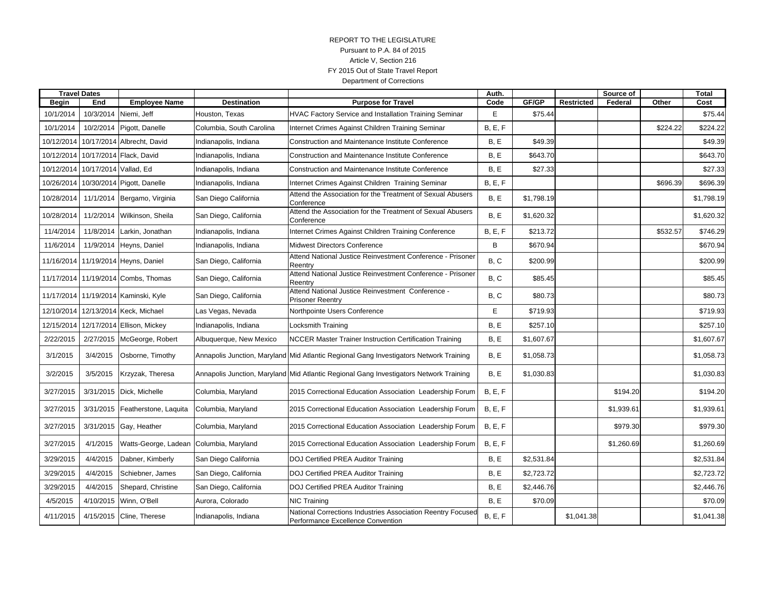REPORT TO THE LEGISLATURE

Pursuant to P.A. 84 of 2015

Article V, Section 216

FY 2015 Out of State Travel Report

Department of Corrections

| Travel Dates | | | | | Auth. | | | Source of | | Total |
|---|---|---|---|---|---|---|---|---|---|---|
| Begin | End | Employee Name | Destination | Purpose for Travel | Code | GF/GP | Restricted | Federal | Other | Cost |
| 10/1/2014 | 10/3/2014 | Niemi, Jeff | Houston, Texas | HVAC Factory Service and Installation Training Seminar | E | $75.44 | | | | $75.44 |
| 10/1/2014 | 10/2/2014 | Pigott, Danelle | Columbia, South Carolina | Internet Crimes Against Children Training Seminar | B, E, F | | | | $224.22 | $224.22 |
| 10/12/2014 | 10/17/2014 | Albrecht, David | Indianapolis, Indiana | Construction and Maintenance Institute Conference | B, E | $49.39 | | | | $49.39 |
| 10/12/2014 | 10/17/2014 | Flack, David | Indianapolis, Indiana | Construction and Maintenance Institute Conference | B, E | $643.70 | | | | $643.70 |
| 10/12/2014 | 10/17/2014 | Vallad, Ed | Indianapolis, Indiana | Construction and Maintenance Institute Conference | B, E | $27.33 | | | | $27.33 |
| 10/26/2014 | 10/30/2014 | Pigott, Danelle | Indianapolis, Indiana | Internet Crimes Against Children Training Seminar | B, E, F | | | | $696.39 | $696.39 |
| 10/28/2014 | 11/1/2014 | Bergamo, Virginia | San Diego California | Attend the Association for the Treatment of Sexual Abusers Conference | B, E | $1,798.19 | | | | $1,798.19 |
| 10/28/2014 | 11/2/2014 | Wilkinson, Sheila | San Diego, California | Attend the Association for the Treatment of Sexual Abusers Conference | B, E | $1,620.32 | | | | $1,620.32 |
| 11/4/2014 | 11/8/2014 | Larkin, Jonathan | Indianapolis, Indiana | Internet Crimes Against Children Training Conference | B, E, F | $213.72 | | | $532.57 | $746.29 |
| 11/6/2014 | 11/9/2014 | Heyns, Daniel | Indianapolis, Indiana | Midwest Directors Conference | B | $670.94 | | | | $670.94 |
| 11/16/2014 | 11/19/2014 | Heyns, Daniel | San Diego, California | Attend National Justice Reinvestment Conference - Prisoner Reentry | B, C | $200.99 | | | | $200.99 |
| 11/17/2014 | 11/19/2014 | Combs, Thomas | San Diego, California | Attend National Justice Reinvestment Conference - Prisoner Reentry | B, C | $85.45 | | | | $85.45 |
| 11/17/2014 | 11/19/2014 | Kaminski, Kyle | San Diego, California | Attend National Justice Reinvestment Conference - Prisoner Reentry | B, C | $80.73 | | | | $80.73 |
| 12/10/2014 | 12/13/2014 | Keck, Michael | Las Vegas, Nevada | Northpointe Users Conference | E | $719.93 | | | | $719.93 |
| 12/15/2014 | 12/17/2014 | Ellison, Mickey | Indianapolis, Indiana | Locksmith Training | B, E | $257.10 | | | | $257.10 |
| 2/22/2015 | 2/27/2015 | McGeorge, Robert | Albuquerque, New Mexico | NCCER Master Trainer Instruction Certification Training | B, E | $1,607.67 | | | | $1,607.67 |
| 3/1/2015 | 3/4/2015 | Osborne, Timothy | Annapolis Junction, Maryland | Mid Atlantic Regional Gang Investigators Network Training | B, E | $1,058.73 | | | | $1,058.73 |
| 3/2/2015 | 3/5/2015 | Krzyzak, Theresa | Annapolis Junction, Maryland | Mid Atlantic Regional Gang Investigators Network Training | B, E | $1,030.83 | | | | $1,030.83 |
| 3/27/2015 | 3/31/2015 | Dick, Michelle | Columbia, Maryland | 2015 Correctional Education Association Leadership Forum | B, E, F | | | $194.20 | | $194.20 |
| 3/27/2015 | 3/31/2015 | Featherstone, Laquita | Columbia, Maryland | 2015 Correctional Education Association Leadership Forum | B, E, F | | | $1,939.61 | | $1,939.61 |
| 3/27/2015 | 3/31/2015 | Gay, Heather | Columbia, Maryland | 2015 Correctional Education Association Leadership Forum | B, E, F | | | $979.30 | | $979.30 |
| 3/27/2015 | 4/1/2015 | Watts-George, Ladean | Columbia, Maryland | 2015 Correctional Education Association Leadership Forum | B, E, F | | | $1,260.69 | | $1,260.69 |
| 3/29/2015 | 4/4/2015 | Dabner, Kimberly | San Diego California | DOJ Certified PREA Auditor Training | B, E | $2,531.84 | | | | $2,531.84 |
| 3/29/2015 | 4/4/2015 | Schiebner, James | San Diego, California | DOJ Certified PREA Auditor Training | B, E | $2,723.72 | | | | $2,723.72 |
| 3/29/2015 | 4/4/2015 | Shepard, Christine | San Diego, California | DOJ Certified PREA Auditor Training | B, E | $2,446.76 | | | | $2,446.76 |
| 4/5/2015 | 4/10/2015 | Winn, O'Bell | Aurora, Colorado | NIC Training | B, E | $70.09 | | | | $70.09 |
| 4/11/2015 | 4/15/2015 | Cline, Therese | Indianapolis, Indiana | National Corrections Industries Association Reentry Focused Performance Excellence Convention | B, E, F | | $1,041.38 | | | $1,041.38 |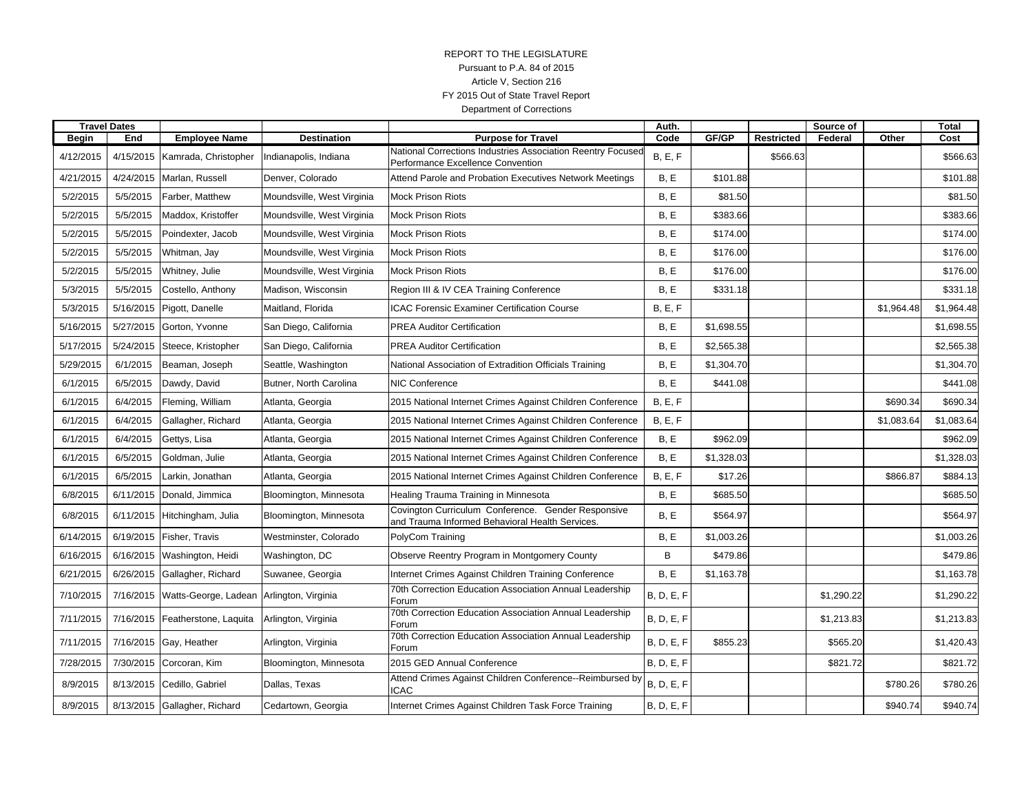REPORT TO THE LEGISLATURE

Pursuant to P.A. 84 of 2015

Article V, Section 216

FY 2015 Out of State Travel Report

Department of Corrections

| Travel Dates | | | | | Auth. | | | Source of | | Total |
|---|---|---|---|---|---|---|---|---|---|---|
| Begin | End | Employee Name | Destination | Purpose for Travel | Code | GF/GP | Restricted | Federal | Other | Cost |
| 4/12/2015 | 4/15/2015 | Kamrada, Christopher | Indianapolis, Indiana | National Corrections Industries Association Reentry Focused Performance Excellence Convention | B, E, F | | $566.63 | | | $566.63 |
| 4/21/2015 | 4/24/2015 | Marlan, Russell | Denver, Colorado | Attend Parole and Probation Executives Network Meetings | B, E | $101.88 | | | | $101.88 |
| 5/2/2015 | 5/5/2015 | Farber, Matthew | Moundsville, West Virginia | Mock Prison Riots | B, E | $81.50 | | | | $81.50 |
| 5/2/2015 | 5/5/2015 | Maddox, Kristoffer | Moundsville, West Virginia | Mock Prison Riots | B, E | $383.66 | | | | $383.66 |
| 5/2/2015 | 5/5/2015 | Poindexter, Jacob | Moundsville, West Virginia | Mock Prison Riots | B, E | $174.00 | | | | $174.00 |
| 5/2/2015 | 5/5/2015 | Whitman, Jay | Moundsville, West Virginia | Mock Prison Riots | B, E | $176.00 | | | | $176.00 |
| 5/2/2015 | 5/5/2015 | Whitney, Julie | Moundsville, West Virginia | Mock Prison Riots | B, E | $176.00 | | | | $176.00 |
| 5/3/2015 | 5/5/2015 | Costello, Anthony | Madison, Wisconsin | Region III & IV CEA Training Conference | B, E | $331.18 | | | | $331.18 |
| 5/3/2015 | 5/16/2015 | Pigott, Danelle | Maitland, Florida | ICAC Forensic Examiner Certification Course | B, E, F | | | | $1,964.48 | $1,964.48 |
| 5/16/2015 | 5/27/2015 | Gorton, Yvonne | San Diego, California | PREA Auditor Certification | B, E | $1,698.55 | | | | $1,698.55 |
| 5/17/2015 | 5/24/2015 | Steece, Kristopher | San Diego, California | PREA Auditor Certification | B, E | $2,565.38 | | | | $2,565.38 |
| 5/29/2015 | 6/1/2015 | Beaman, Joseph | Seattle, Washington | National Association of Extradition Officials Training | B, E | $1,304.70 | | | | $1,304.70 |
| 6/1/2015 | 6/5/2015 | Dawdy, David | Butner, North Carolina | NIC Conference | B, E | $441.08 | | | | $441.08 |
| 6/1/2015 | 6/4/2015 | Fleming, William | Atlanta, Georgia | 2015 National Internet Crimes Against Children Conference | B, E, F | | | | $690.34 | $690.34 |
| 6/1/2015 | 6/4/2015 | Gallagher, Richard | Atlanta, Georgia | 2015 National Internet Crimes Against Children Conference | B, E, F | | | | $1,083.64 | $1,083.64 |
| 6/1/2015 | 6/4/2015 | Gettys, Lisa | Atlanta, Georgia | 2015 National Internet Crimes Against Children Conference | B, E | $962.09 | | | | $962.09 |
| 6/1/2015 | 6/5/2015 | Goldman, Julie | Atlanta, Georgia | 2015 National Internet Crimes Against Children Conference | B, E | $1,328.03 | | | | $1,328.03 |
| 6/1/2015 | 6/5/2015 | Larkin, Jonathan | Atlanta, Georgia | 2015 National Internet Crimes Against Children Conference | B, E, F | $17.26 | | | $866.87 | $884.13 |
| 6/8/2015 | 6/11/2015 | Donald, Jimmica | Bloomington, Minnesota | Healing Trauma Training in Minnesota | B, E | $685.50 | | | | $685.50 |
| 6/8/2015 | 6/11/2015 | Hitchingham, Julia | Bloomington, Minnesota | Covington Curriculum Conference. Gender Responsive and Trauma Informed Behavioral Health Services. | B, E | $564.97 | | | | $564.97 |
| 6/14/2015 | 6/19/2015 | Fisher, Travis | Westminster, Colorado | PolyCom Training | B, E | $1,003.26 | | | | $1,003.26 |
| 6/16/2015 | 6/16/2015 | Washington, Heidi | Washington, DC | Observe Reentry Program in Montgomery County | B | $479.86 | | | | $479.86 |
| 6/21/2015 | 6/26/2015 | Gallagher, Richard | Suwanee, Georgia | Internet Crimes Against Children Training Conference | B, E | $1,163.78 | | | | $1,163.78 |
| 7/10/2015 | 7/16/2015 | Watts-George, Ladean | Arlington, Virginia | 70th Correction Education Association Annual Leadership Forum | B, D, E, F | | | $1,290.22 | | $1,290.22 |
| 7/11/2015 | 7/16/2015 | Featherstone, Laquita | Arlington, Virginia | 70th Correction Education Association Annual Leadership Forum | B, D, E, F | | | $1,213.83 | | $1,213.83 |
| 7/11/2015 | 7/16/2015 | Gay, Heather | Arlington, Virginia | 70th Correction Education Association Annual Leadership Forum | B, D, E, F | $855.23 | | $565.20 | | $1,420.43 |
| 7/28/2015 | 7/30/2015 | Corcoran, Kim | Bloomington, Minnesota | 2015 GED Annual Conference | B, D, E, F | | | $821.72 | | $821.72 |
| 8/9/2015 | 8/13/2015 | Cedillo, Gabriel | Dallas, Texas | Attend Crimes Against Children Conference--Reimbursed by ICAC | B, D, E, F | | | | $780.26 | $780.26 |
| 8/9/2015 | 8/13/2015 | Gallagher, Richard | Cedartown, Georgia | Internet Crimes Against Children Task Force Training | B, D, E, F | | | | $940.74 | $940.74 |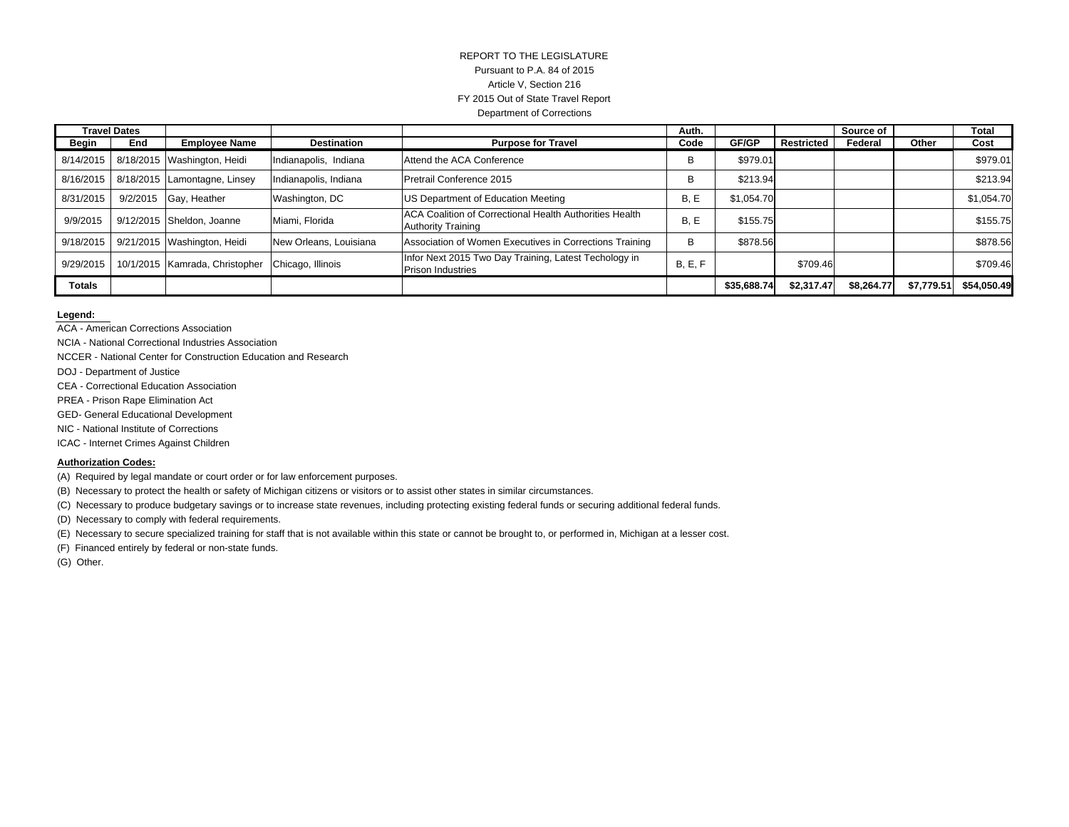REPORT TO THE LEGISLATURE
Pursuant to P.A. 84 of 2015
Article V, Section 216
FY 2015 Out of State Travel Report
Department of Corrections

| Travel Dates | | | | | Auth. | | | Source of | | Total |
|---|---|---|---|---|---|---|---|---|---|---|
| Begin | End | Employee Name | Destination | Purpose for Travel | Code | GF/GP | Restricted | Federal | Other | Cost |
| 8/14/2015 | 8/18/2015 | Washington, Heidi | Indianapolis, Indiana | Attend the ACA Conference | B | $979.01 | | | | $979.01 |
| 8/16/2015 | 8/18/2015 | Lamontagne, Linsey | Indianapolis, Indiana | Pretrail Conference 2015 | B | $213.94 | | | | $213.94 |
| 8/31/2015 | 9/2/2015 | Gay, Heather | Washington, DC | US Department of Education Meeting | B, E | $1,054.70 | | | | $1,054.70 |
| 9/9/2015 | 9/12/2015 | Sheldon, Joanne | Miami, Florida | ACA Coalition of Correctional Health Authorities Health Authority Training | B, E | $155.75 | | | | $155.75 |
| 9/18/2015 | 9/21/2015 | Washington, Heidi | New Orleans, Louisiana | Association of Women Executives in Corrections Training | B | $878.56 | | | | $878.56 |
| 9/29/2015 | 10/1/2015 | Kamrada, Christopher | Chicago, Illinois | Infor Next 2015 Two Day Training, Latest Techology in Prison Industries | B, E, F | | $709.46 | | | $709.46 |
| **Totals** | | | | | | **$35,688.74** | **$2,317.47** | **$8,264.77** | **$7,779.51** | **$54,050.49** |

**Legend:**

ACA - American Corrections Association
NCIA - National Correctional Industries Association
NCCER - National Center for Construction Education and Research
DOJ - Department of Justice
CEA - Correctional Education Association
PREA - Prison Rape Elimination Act
GED- General Educational Development
NIC - National Institute of Corrections
ICAC - Internet Crimes Against Children

**Authorization Codes:**

(A) Required by legal mandate or court order or for law enforcement purposes.
(B) Necessary to protect the health or safety of Michigan citizens or visitors or to assist other states in similar circumstances.
(C) Necessary to produce budgetary savings or to increase state revenues, including protecting existing federal funds or securing additional federal funds.
(D) Necessary to comply with federal requirements.
(E) Necessary to secure specialized training for staff that is not available within this state or cannot be brought to, or performed in, Michigan at a lesser cost.
(F) Financed entirely by federal or non-state funds.
(G) Other.